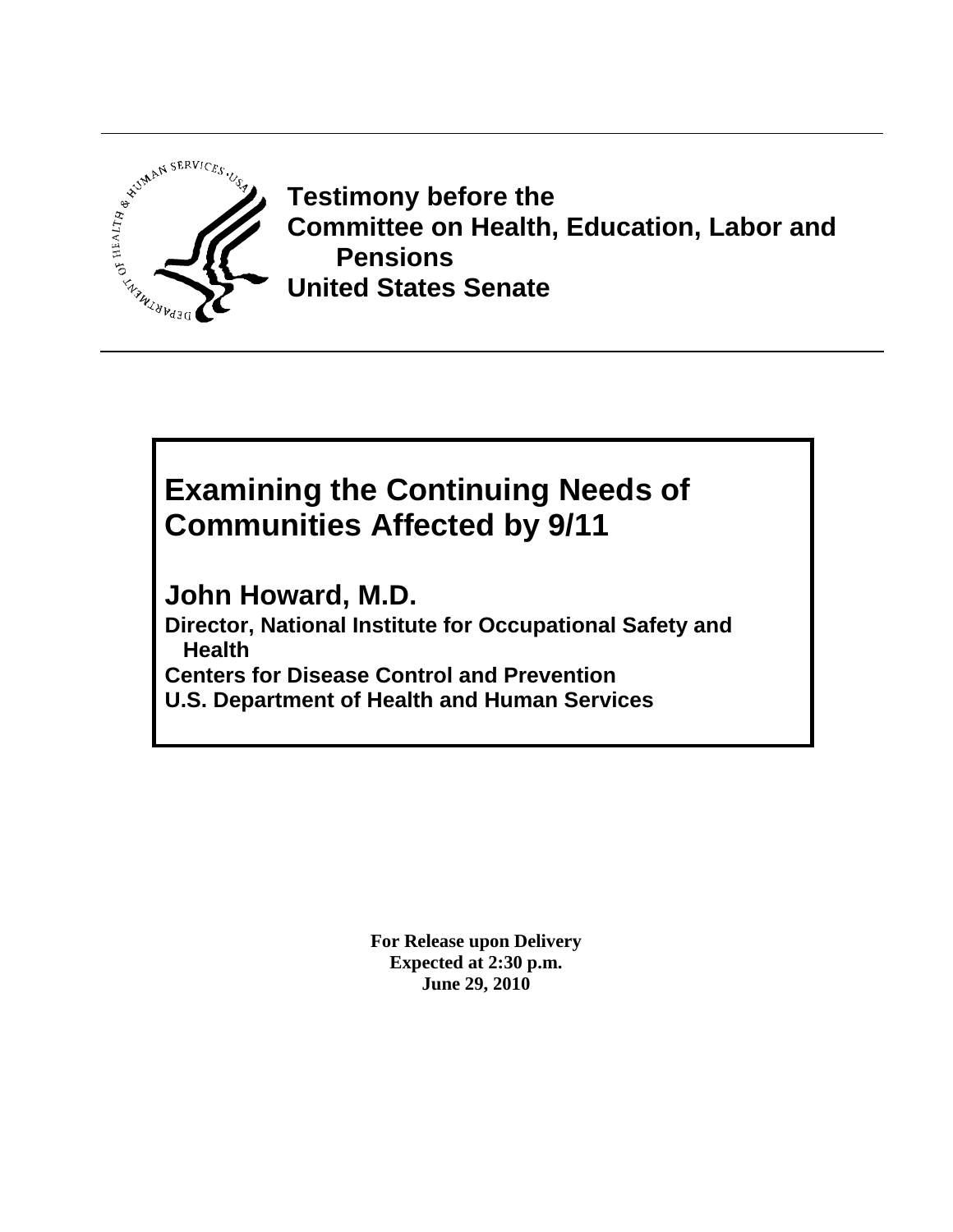**Testimony before the**
**Committee on Health, Education, Labor and Pensions**
**United States Senate**

# Examining the Continuing Needs of Communities Affected by 9/11

## John Howard, M.D.

**Director, National Institute for Occupational Safety and Health**
**Centers for Disease Control and Prevention**
**U.S. Department of Health and Human Services**

**For Release upon Delivery**
**Expected at 2:30 p.m.**
**June 29, 2010**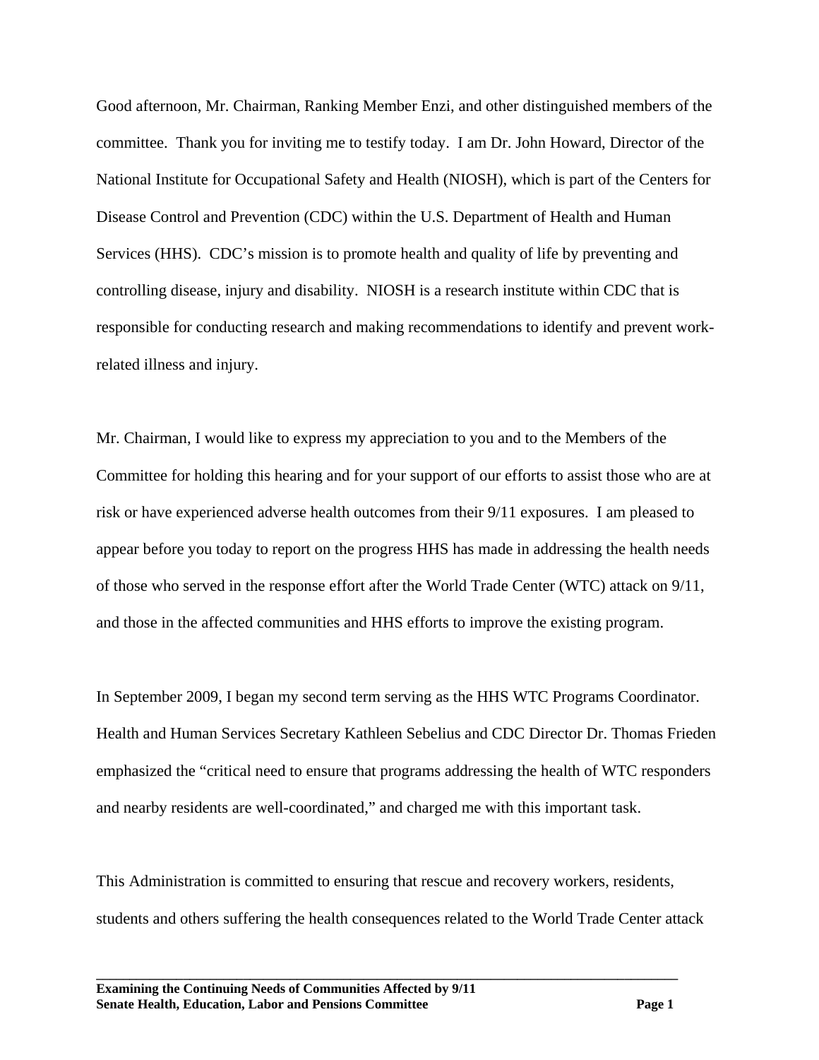Good afternoon, Mr. Chairman, Ranking Member Enzi, and other distinguished members of the committee. Thank you for inviting me to testify today. I am Dr. John Howard, Director of the National Institute for Occupational Safety and Health (NIOSH), which is part of the Centers for Disease Control and Prevention (CDC) within the U.S. Department of Health and Human Services (HHS). CDC's mission is to promote health and quality of life by preventing and controlling disease, injury and disability. NIOSH is a research institute within CDC that is responsible for conducting research and making recommendations to identify and prevent work-related illness and injury.

Mr. Chairman, I would like to express my appreciation to you and to the Members of the Committee for holding this hearing and for your support of our efforts to assist those who are at risk or have experienced adverse health outcomes from their 9/11 exposures. I am pleased to appear before you today to report on the progress HHS has made in addressing the health needs of those who served in the response effort after the World Trade Center (WTC) attack on 9/11, and those in the affected communities and HHS efforts to improve the existing program.

In September 2009, I began my second term serving as the HHS WTC Programs Coordinator. Health and Human Services Secretary Kathleen Sebelius and CDC Director Dr. Thomas Frieden emphasized the "critical need to ensure that programs addressing the health of WTC responders and nearby residents are well-coordinated," and charged me with this important task.

This Administration is committed to ensuring that rescue and recovery workers, residents, students and others suffering the health consequences related to the World Trade Center attack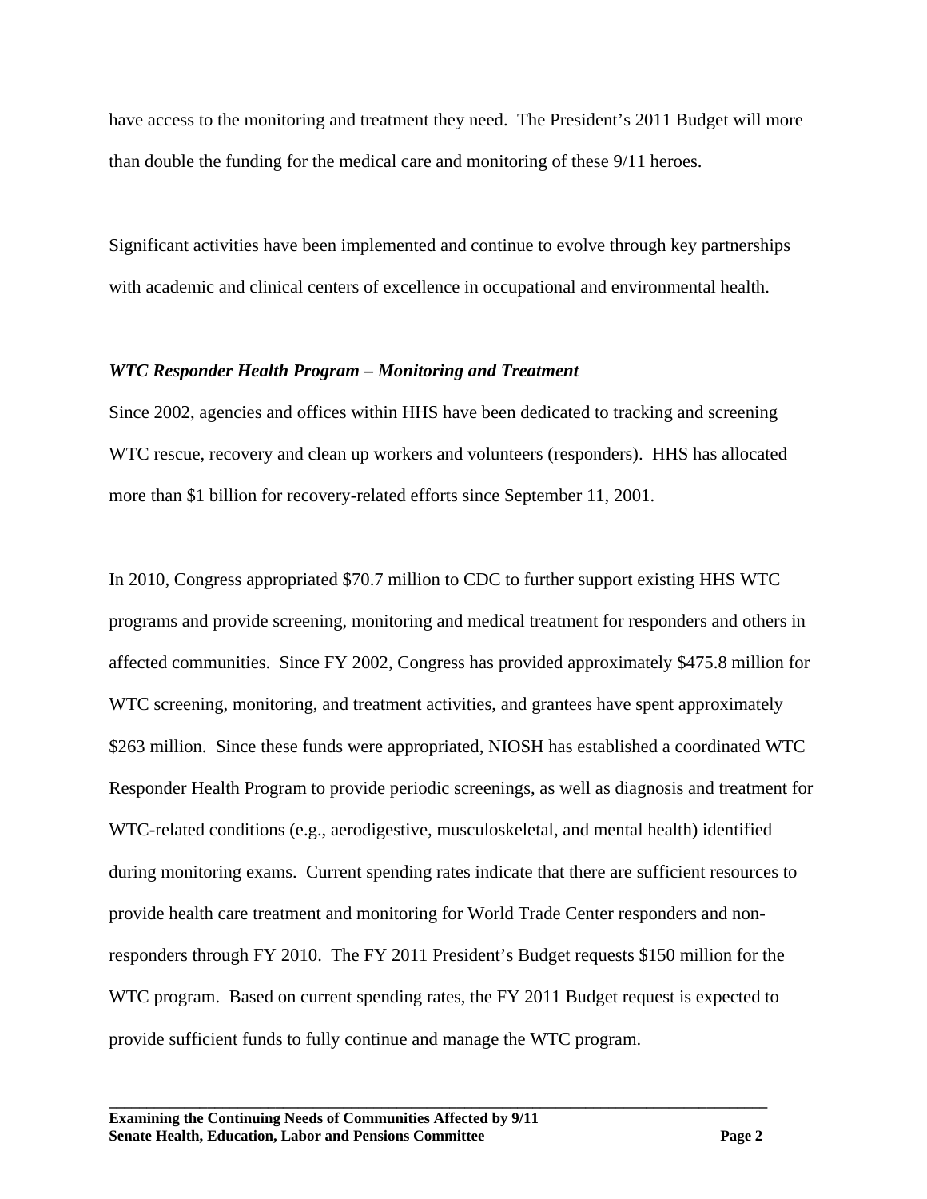have access to the monitoring and treatment they need. The President's 2011 Budget will more than double the funding for the medical care and monitoring of these 9/11 heroes.

Significant activities have been implemented and continue to evolve through key partnerships with academic and clinical centers of excellence in occupational and environmental health.

***WTC Responder Health Program – Monitoring and Treatment***

Since 2002, agencies and offices within HHS have been dedicated to tracking and screening WTC rescue, recovery and clean up workers and volunteers (responders). HHS has allocated more than $1 billion for recovery-related efforts since September 11, 2001.

In 2010, Congress appropriated $70.7 million to CDC to further support existing HHS WTC programs and provide screening, monitoring and medical treatment for responders and others in affected communities. Since FY 2002, Congress has provided approximately $475.8 million for WTC screening, monitoring, and treatment activities, and grantees have spent approximately $263 million. Since these funds were appropriated, NIOSH has established a coordinated WTC Responder Health Program to provide periodic screenings, as well as diagnosis and treatment for WTC-related conditions (e.g., aerodigestive, musculoskeletal, and mental health) identified during monitoring exams. Current spending rates indicate that there are sufficient resources to provide health care treatment and monitoring for World Trade Center responders and non-responders through FY 2010. The FY 2011 President's Budget requests $150 million for the WTC program. Based on current spending rates, the FY 2011 Budget request is expected to provide sufficient funds to fully continue and manage the WTC program.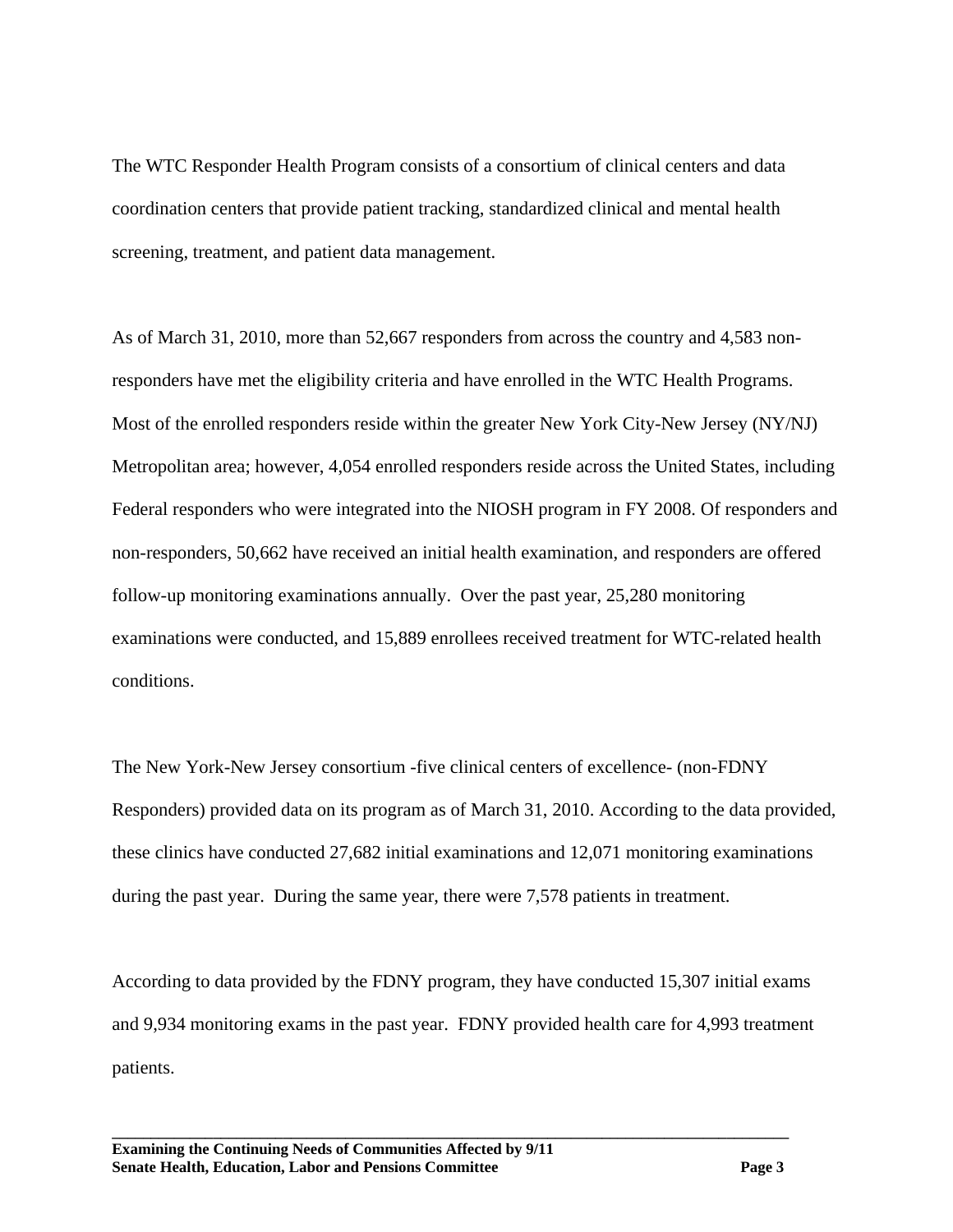The WTC Responder Health Program consists of a consortium of clinical centers and data coordination centers that provide patient tracking, standardized clinical and mental health screening, treatment, and patient data management.

As of March 31, 2010, more than 52,667 responders from across the country and 4,583 non-responders have met the eligibility criteria and have enrolled in the WTC Health Programs. Most of the enrolled responders reside within the greater New York City-New Jersey (NY/NJ) Metropolitan area; however, 4,054 enrolled responders reside across the United States, including Federal responders who were integrated into the NIOSH program in FY 2008. Of responders and non-responders, 50,662 have received an initial health examination, and responders are offered follow-up monitoring examinations annually. Over the past year, 25,280 monitoring examinations were conducted, and 15,889 enrollees received treatment for WTC-related health conditions.

The New York-New Jersey consortium -five clinical centers of excellence- (non-FDNY Responders) provided data on its program as of March 31, 2010. According to the data provided, these clinics have conducted 27,682 initial examinations and 12,071 monitoring examinations during the past year. During the same year, there were 7,578 patients in treatment.

According to data provided by the FDNY program, they have conducted 15,307 initial exams and 9,934 monitoring exams in the past year. FDNY provided health care for 4,993 treatment patients.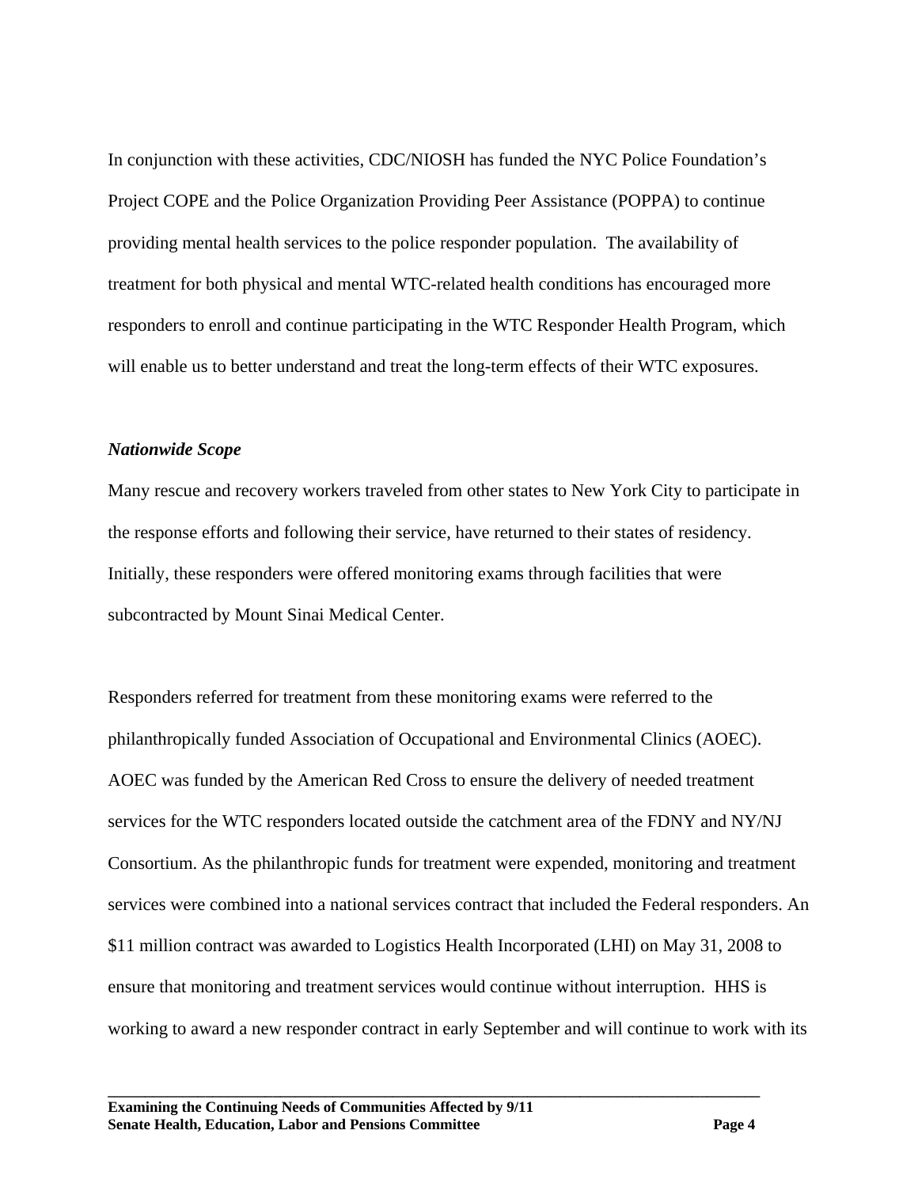In conjunction with these activities, CDC/NIOSH has funded the NYC Police Foundation's Project COPE and the Police Organization Providing Peer Assistance (POPPA) to continue providing mental health services to the police responder population. The availability of treatment for both physical and mental WTC-related health conditions has encouraged more responders to enroll and continue participating in the WTC Responder Health Program, which will enable us to better understand and treat the long-term effects of their WTC exposures.

***Nationwide Scope***

Many rescue and recovery workers traveled from other states to New York City to participate in the response efforts and following their service, have returned to their states of residency. Initially, these responders were offered monitoring exams through facilities that were subcontracted by Mount Sinai Medical Center.

Responders referred for treatment from these monitoring exams were referred to the philanthropically funded Association of Occupational and Environmental Clinics (AOEC). AOEC was funded by the American Red Cross to ensure the delivery of needed treatment services for the WTC responders located outside the catchment area of the FDNY and NY/NJ Consortium. As the philanthropic funds for treatment were expended, monitoring and treatment services were combined into a national services contract that included the Federal responders. An $11 million contract was awarded to Logistics Health Incorporated (LHI) on May 31, 2008 to ensure that monitoring and treatment services would continue without interruption. HHS is working to award a new responder contract in early September and will continue to work with its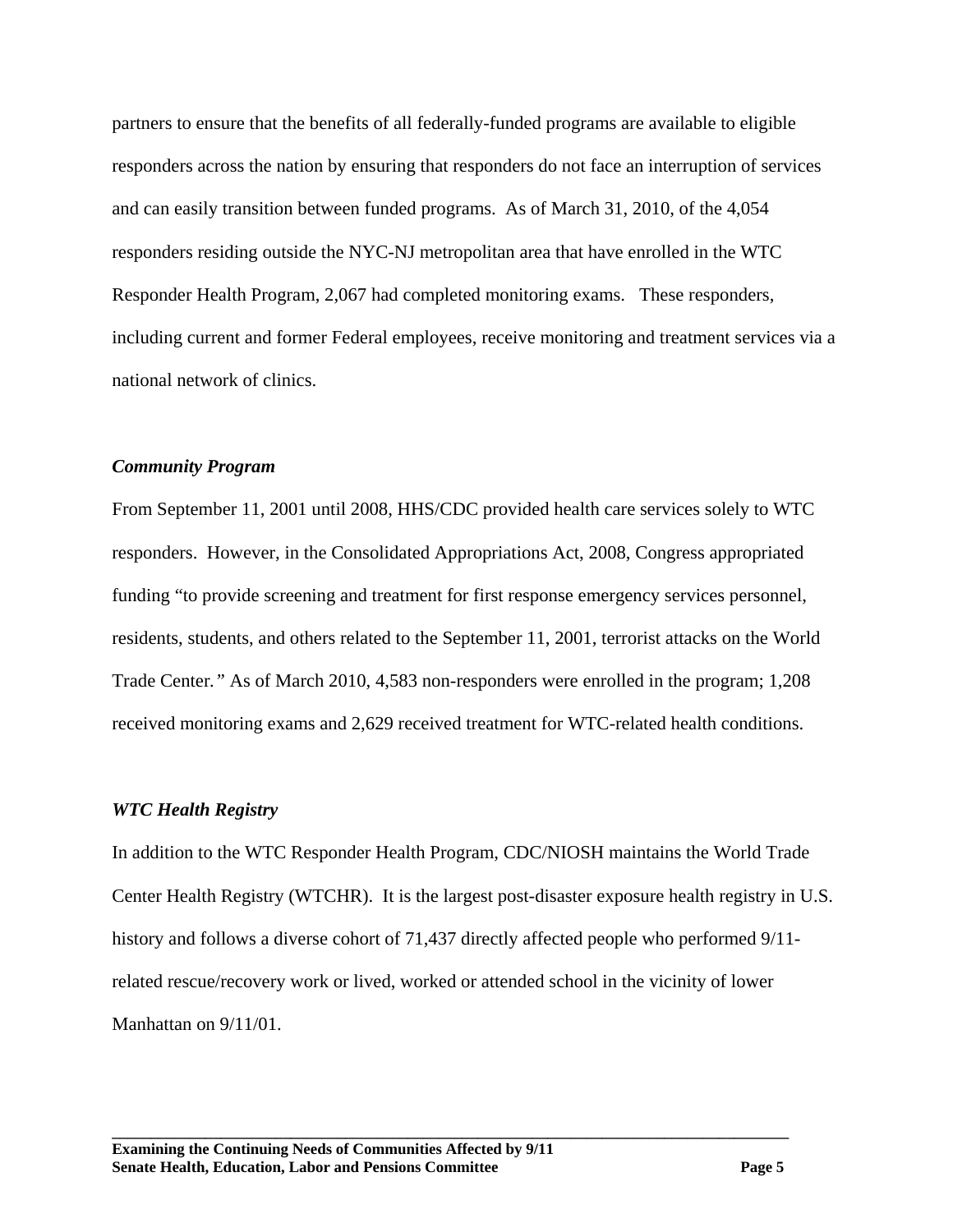partners to ensure that the benefits of all federally-funded programs are available to eligible responders across the nation by ensuring that responders do not face an interruption of services and can easily transition between funded programs. As of March 31, 2010, of the 4,054 responders residing outside the NYC-NJ metropolitan area that have enrolled in the WTC Responder Health Program, 2,067 had completed monitoring exams. These responders, including current and former Federal employees, receive monitoring and treatment services via a national network of clinics.

***Community Program***

From September 11, 2001 until 2008, HHS/CDC provided health care services solely to WTC responders. However, in the Consolidated Appropriations Act, 2008, Congress appropriated funding "to provide screening and treatment for first response emergency services personnel, residents, students, and others related to the September 11, 2001, terrorist attacks on the World Trade Center." As of March 2010, 4,583 non-responders were enrolled in the program; 1,208 received monitoring exams and 2,629 received treatment for WTC-related health conditions.

***WTC Health Registry***

In addition to the WTC Responder Health Program, CDC/NIOSH maintains the World Trade Center Health Registry (WTCHR). It is the largest post-disaster exposure health registry in U.S. history and follows a diverse cohort of 71,437 directly affected people who performed 9/11-related rescue/recovery work or lived, worked or attended school in the vicinity of lower Manhattan on 9/11/01.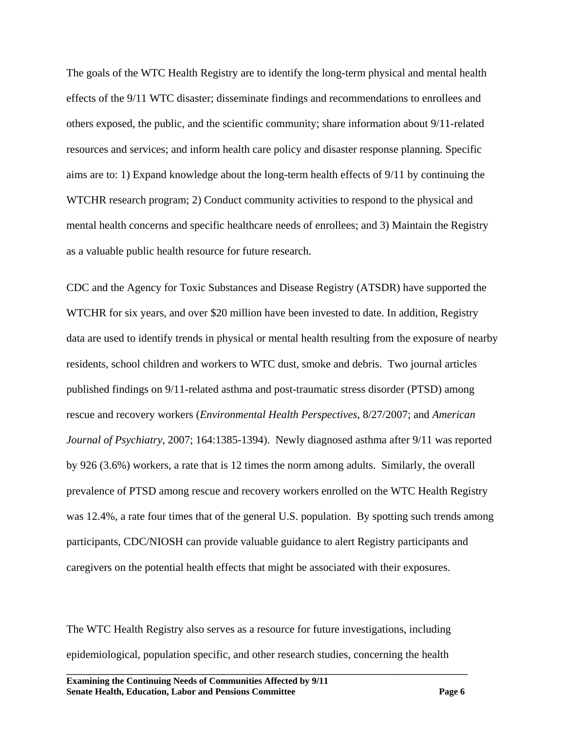The goals of the WTC Health Registry are to identify the long-term physical and mental health effects of the 9/11 WTC disaster; disseminate findings and recommendations to enrollees and others exposed, the public, and the scientific community; share information about 9/11-related resources and services; and inform health care policy and disaster response planning. Specific aims are to: 1) Expand knowledge about the long-term health effects of 9/11 by continuing the WTCHR research program; 2) Conduct community activities to respond to the physical and mental health concerns and specific healthcare needs of enrollees; and 3) Maintain the Registry as a valuable public health resource for future research.

CDC and the Agency for Toxic Substances and Disease Registry (ATSDR) have supported the WTCHR for six years, and over $20 million have been invested to date. In addition, Registry data are used to identify trends in physical or mental health resulting from the exposure of nearby residents, school children and workers to WTC dust, smoke and debris. Two journal articles published findings on 9/11-related asthma and post-traumatic stress disorder (PTSD) among rescue and recovery workers (*Environmental Health Perspectives,* 8/27/2007; and *American Journal of Psychiatry*, 2007; 164:1385-1394). Newly diagnosed asthma after 9/11 was reported by 926 (3.6%) workers, a rate that is 12 times the norm among adults. Similarly, the overall prevalence of PTSD among rescue and recovery workers enrolled on the WTC Health Registry was 12.4%, a rate four times that of the general U.S. population. By spotting such trends among participants, CDC/NIOSH can provide valuable guidance to alert Registry participants and caregivers on the potential health effects that might be associated with their exposures.

The WTC Health Registry also serves as a resource for future investigations, including epidemiological, population specific, and other research studies, concerning the health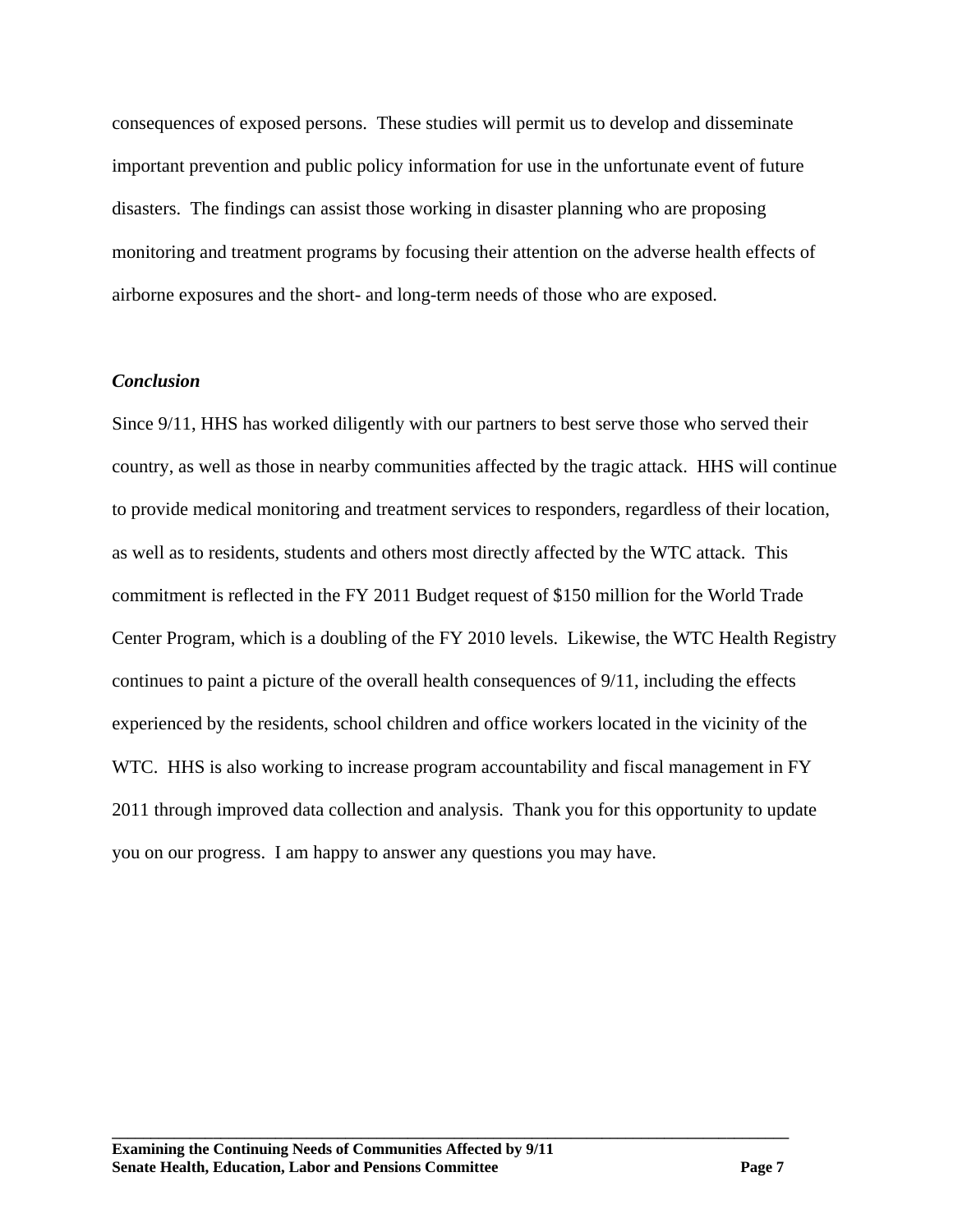consequences of exposed persons. These studies will permit us to develop and disseminate important prevention and public policy information for use in the unfortunate event of future disasters. The findings can assist those working in disaster planning who are proposing monitoring and treatment programs by focusing their attention on the adverse health effects of airborne exposures and the short- and long-term needs of those who are exposed.

***Conclusion***

Since 9/11, HHS has worked diligently with our partners to best serve those who served their country, as well as those in nearby communities affected by the tragic attack. HHS will continue to provide medical monitoring and treatment services to responders, regardless of their location, as well as to residents, students and others most directly affected by the WTC attack. This commitment is reflected in the FY 2011 Budget request of $150 million for the World Trade Center Program, which is a doubling of the FY 2010 levels. Likewise, the WTC Health Registry continues to paint a picture of the overall health consequences of 9/11, including the effects experienced by the residents, school children and office workers located in the vicinity of the WTC. HHS is also working to increase program accountability and fiscal management in FY 2011 through improved data collection and analysis. Thank you for this opportunity to update you on our progress. I am happy to answer any questions you may have.